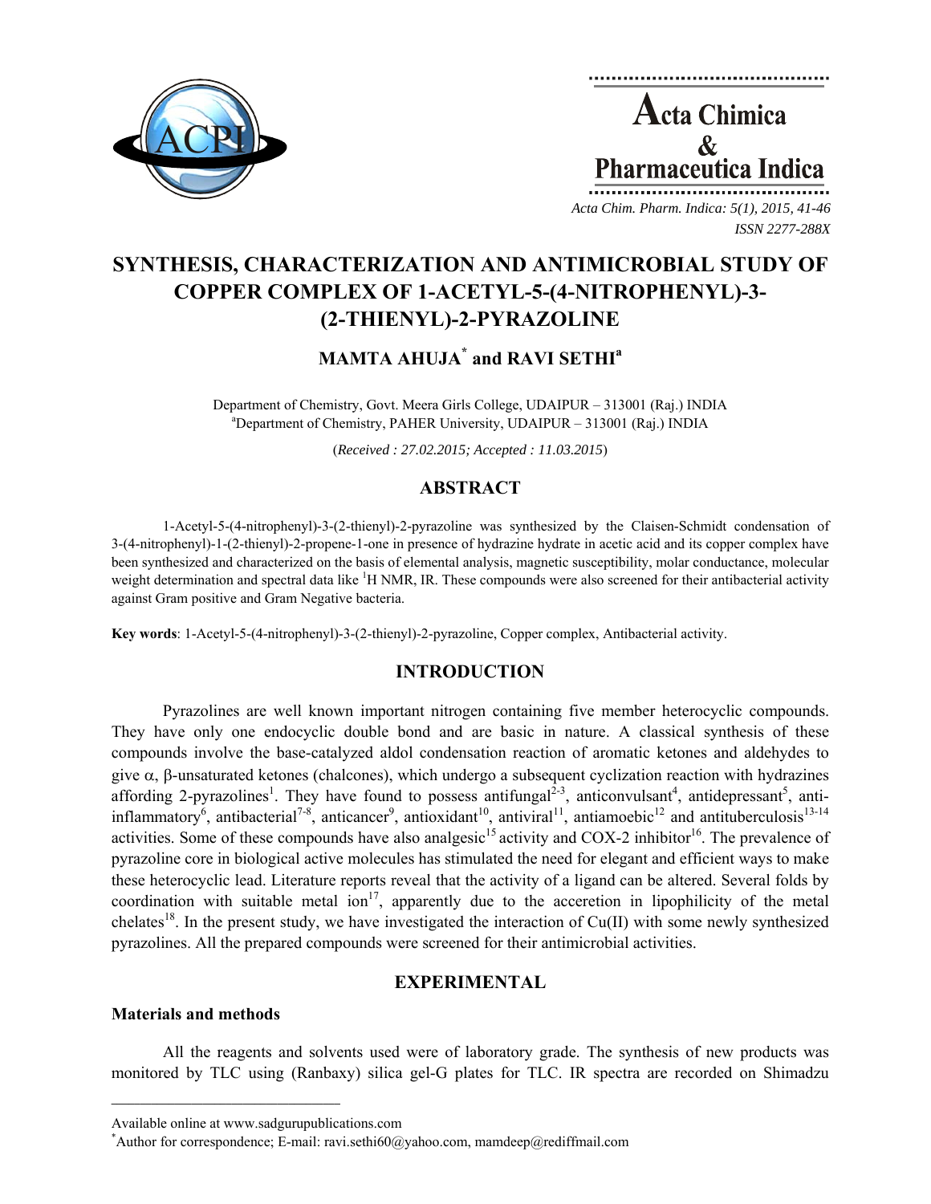# SYNTHESIS, CHARACTERIZATION AND ANTIMICROBIAL STUDY OF COPPER COMPLEX OF 1-ACETYL-5-(4-NITROPHENYL)-3-(2-THIENYL)-2-PYRAZOLINE

**MAMTA AHUJA[*] and RAVI SETHI[a]**

Department of Chemistry, Govt. Meera Girls College, UDAIPUR – 313001 (Raj.) INDIA
[a]Department of Chemistry, PAHER University, UDAIPUR – 313001 (Raj.) INDIA

(*Received : 27.02.2015; Accepted : 11.03.2015*)

## ABSTRACT

1-Acetyl-5-(4-nitrophenyl)-3-(2-thienyl)-2-pyrazoline was synthesized by the Claisen-Schmidt condensation of 3-(4-nitrophenyl)-1-(2-thienyl)-2-propene-1-one in presence of hydrazine hydrate in acetic acid and its copper complex have been synthesized and characterized on the basis of elemental analysis, magnetic susceptibility, molar conductance, molecular weight determination and spectral data like $^{1}H$ NMR, IR. These compounds were also screened for their antibacterial activity against Gram positive and Gram Negative bacteria.

**Key words**: 1-Acetyl-5-(4-nitrophenyl)-3-(2-thienyl)-2-pyrazoline, Copper complex, Antibacterial activity.

## INTRODUCTION

Pyrazolines are well known important nitrogen containing five member heterocyclic compounds. They have only one endocyclic double bond and are basic in nature. A classical synthesis of these compounds involve the base-catalyzed aldol condensation reaction of aromatic ketones and aldehydes to give α, β-unsaturated ketones (chalcones), which undergo a subsequent cyclization reaction with hydrazines affording 2-pyrazolines[1]. They have found to possess antifungal[2-3], anticonvulsant[4], antidepressant[5], anti-inflammatory[6], antibacterial[7-8], anticancer[9], antioxidant[10], antiviral[11], antiamoebic[12] and antituberculosis[13-14] activities. Some of these compounds have also analgesic[15] activity and COX-2 inhibitor[16]. The prevalence of pyrazoline core in biological active molecules has stimulated the need for elegant and efficient ways to make these heterocyclic lead. Literature reports reveal that the activity of a ligand can be altered. Several folds by coordination with suitable metal ion[17], apparently due to the acceretion in lipophilicity of the metal chelates[18]. In the present study, we have investigated the interaction of Cu(II) with some newly synthesized pyrazolines. All the prepared compounds were screened for their antimicrobial activities.

## EXPERIMENTAL

### Materials and methods

All the reagents and solvents used were of laboratory grade. The synthesis of new products was monitored by TLC using (Ranbaxy) silica gel-G plates for TLC. IR spectra are recorded on Shimadzu

---

Available online at www.sadgurupublications.com
[*]Author for correspondence; E-mail: ravi.sethi60@yahoo.com, mamdeep@rediffmail.com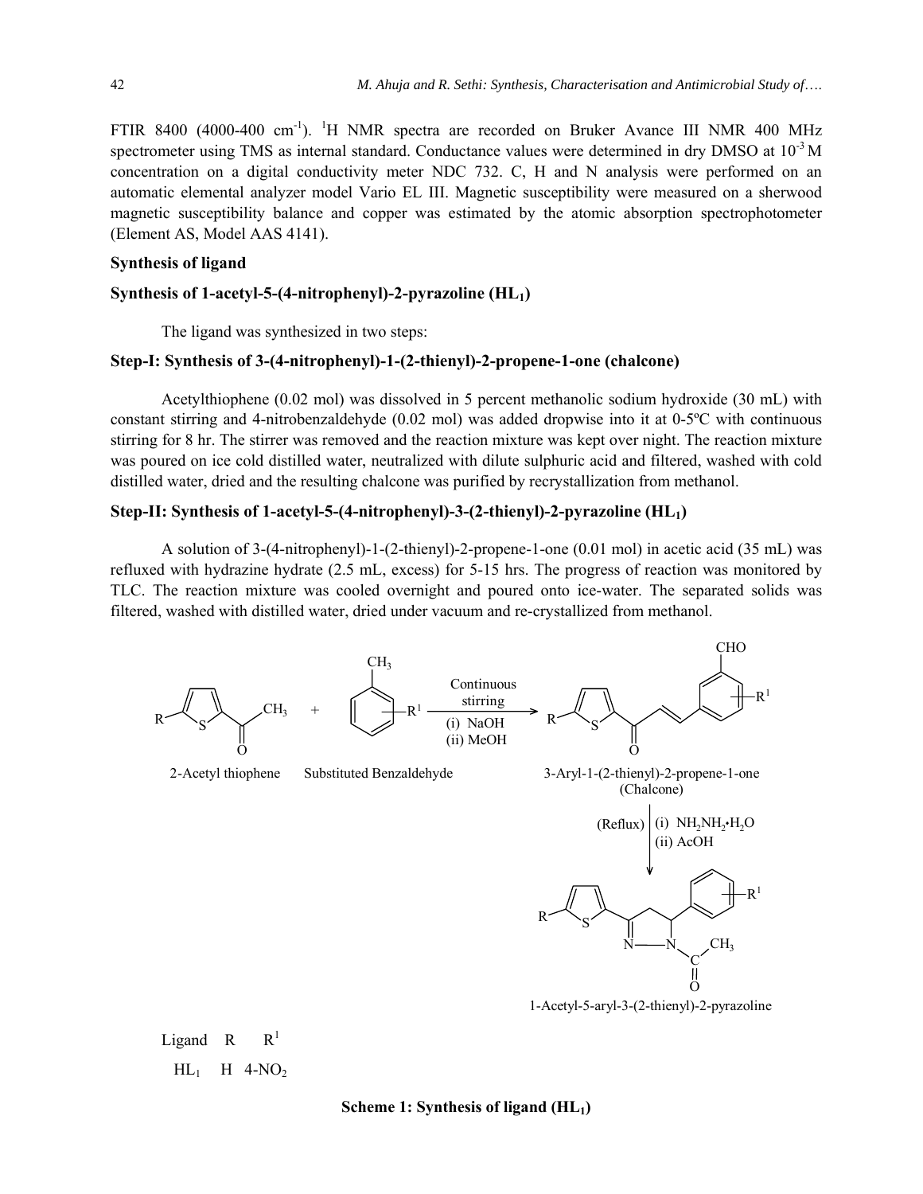FTIR 8400 (4000-400 $cm^{-1}$). $^{1}H$ NMR spectra are recorded on Bruker Avance III NMR 400 MHz spectrometer using TMS as internal standard. Conductance values were determined in dry DMSO at $10^{-3}$ M concentration on a digital conductivity meter NDC 732. C, H and N analysis were performed on an automatic elemental analyzer model Vario EL III. Magnetic susceptibility were measured on a sherwood magnetic susceptibility balance and copper was estimated by the atomic absorption spectrophotometer (Element AS, Model AAS 4141).

**Synthesis of ligand**

**Synthesis of 1-acetyl-5-(4-nitrophenyl)-2-pyrazoline ($HL_1$)**

The ligand was synthesized in two steps:

**Step-I: Synthesis of 3-(4-nitrophenyl)-1-(2-thienyl)-2-propene-1-one (chalcone)**

Acetylthiophene (0.02 mol) was dissolved in 5 percent methanolic sodium hydroxide (30 mL) with constant stirring and 4-nitrobenzaldehyde (0.02 mol) was added dropwise into it at 0-5ºC with continuous stirring for 8 hr. The stirrer was removed and the reaction mixture was kept over night. The reaction mixture was poured on ice cold distilled water, neutralized with dilute sulphuric acid and filtered, washed with cold distilled water, dried and the resulting chalcone was purified by recrystallization from methanol.

**Step-II: Synthesis of 1-acetyl-5-(4-nitrophenyl)-3-(2-thienyl)-2-pyrazoline ($HL_1$)**

A solution of 3-(4-nitrophenyl)-1-(2-thienyl)-2-propene-1-one (0.01 mol) in acetic acid (35 mL) was refluxed with hydrazine hydrate (2.5 mL, excess) for 5-15 hrs. The progress of reaction was monitored by TLC. The reaction mixture was cooled overnight and poured onto ice-water. The separated solids was filtered, washed with distilled water, dried under vacuum and re-crystallized from methanol.

2-Acetyl thiophene + Substituted Benzaldehyde → (Continuous stirring; (i) NaOH (ii) MeOH) → 3-Aryl-1-(2-thienyl)-2-propene-1-one (Chalcone) → (Reflux; (i) $NH_2NH_2 \cdot H_2O$ (ii) AcOH) → 1-Acetyl-5-aryl-3-(2-thienyl)-2-pyrazoline

| Ligand | R | $R^1$ |
|---|---|---|
| $HL_1$ | H | 4-$NO_2$ |

**Scheme 1: Synthesis of ligand ($HL_1$)**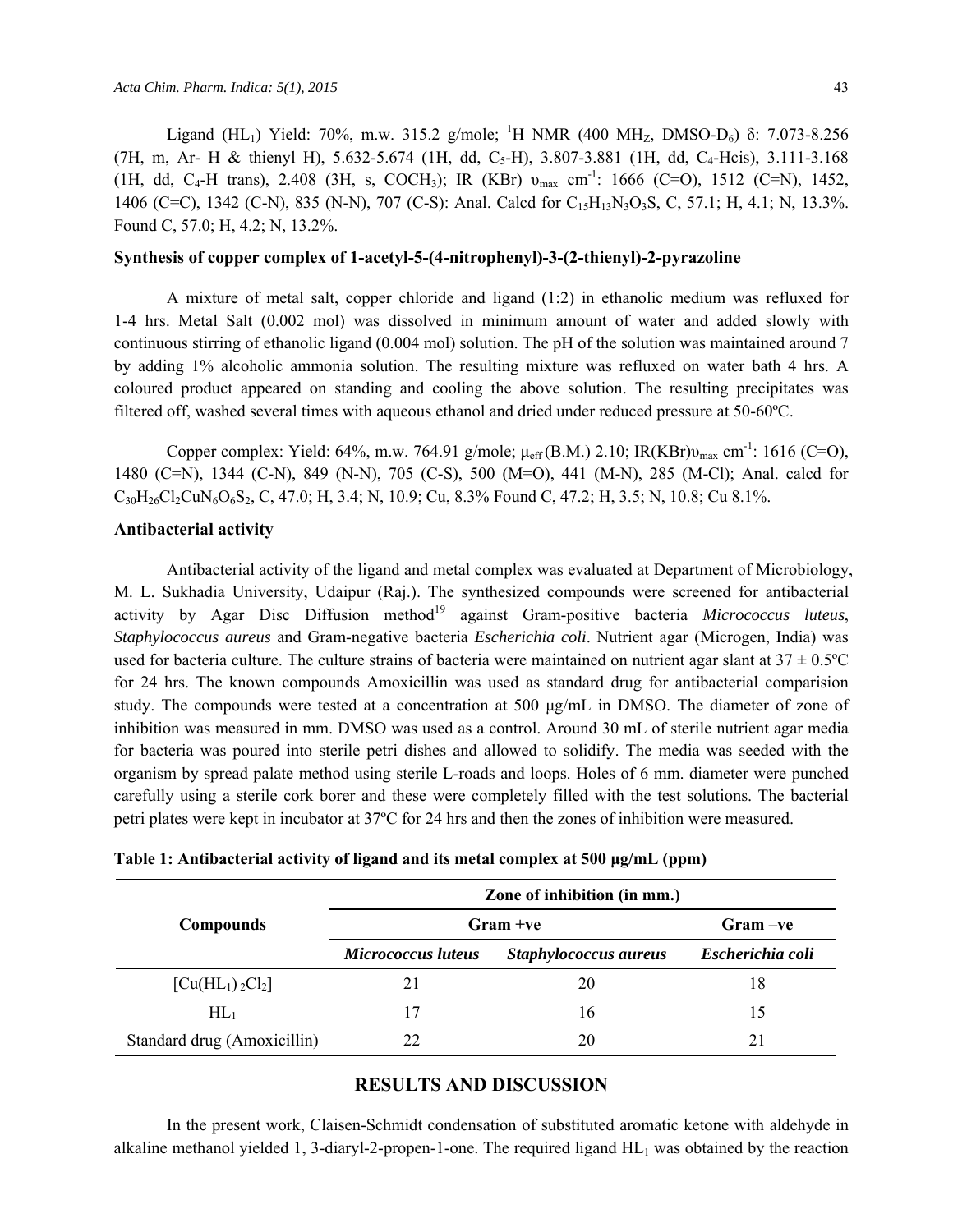Ligand ($HL_1$) Yield: 70%, m.w. 315.2 g/mole; $^1H$ NMR (400 $MH_Z$, DMSO-$D_6$) δ: 7.073-8.256 (7H, m, Ar- H & thienyl H), 5.632-5.674 (1H, dd, $C_5$-H), 3.807-3.881 (1H, dd, $C_4$-Hcis), 3.111-3.168 (1H, dd, $C_4$-H trans), 2.408 (3H, s, $COCH_3$); IR (KBr) $\upsilon_{max}$ $cm^{-1}$: 1666 (C=O), 1512 (C=N), 1452, 1406 (C=C), 1342 (C-N), 835 (N-N), 707 (C-S): Anal. Calcd for $C_{15}H_{13}N_3O_3S$, C, 57.1; H, 4.1; N, 13.3%. Found C, 57.0; H, 4.2; N, 13.2%.

### Synthesis of copper complex of 1-acetyl-5-(4-nitrophenyl)-3-(2-thienyl)-2-pyrazoline

A mixture of metal salt, copper chloride and ligand (1:2) in ethanolic medium was refluxed for 1-4 hrs. Metal Salt (0.002 mol) was dissolved in minimum amount of water and added slowly with continuous stirring of ethanolic ligand (0.004 mol) solution. The pH of the solution was maintained around 7 by adding 1% alcoholic ammonia solution. The resulting mixture was refluxed on water bath 4 hrs. A coloured product appeared on standing and cooling the above solution. The resulting precipitates was filtered off, washed several times with aqueous ethanol and dried under reduced pressure at 50-60ºC.

Copper complex: Yield: 64%, m.w. 764.91 g/mole; $\mu_{eff}$ (B.M.) 2.10; IR(KBr)$\upsilon_{max}$ $cm^{-1}$: 1616 (C=O), 1480 (C=N), 1344 (C-N), 849 (N-N), 705 (C-S), 500 (M=O), 441 (M-N), 285 (M-Cl); Anal. calcd for $C_{30}H_{26}Cl_2CuN_6O_6S_2$, C, 47.0; H, 3.4; N, 10.9; Cu, 8.3% Found C, 47.2; H, 3.5; N, 10.8; Cu 8.1%.

### Antibacterial activity

Antibacterial activity of the ligand and metal complex was evaluated at Department of Microbiology, M. L. Sukhadia University, Udaipur (Raj.). The synthesized compounds were screened for antibacterial activity by Agar Disc Diffusion method[19] against Gram-positive bacteria *Micrococcus luteus*, *Staphylococcus aureus* and Gram-negative bacteria *Escherichia coli*. Nutrient agar (Microgen, India) was used for bacteria culture. The culture strains of bacteria were maintained on nutrient agar slant at 37 ± 0.5ºC for 24 hrs. The known compounds Amoxicillin was used as standard drug for antibacterial comparision study. The compounds were tested at a concentration at 500 µg/mL in DMSO. The diameter of zone of inhibition was measured in mm. DMSO was used as a control. Around 30 mL of sterile nutrient agar media for bacteria was poured into sterile petri dishes and allowed to solidify. The media was seeded with the organism by spread palate method using sterile L-roads and loops. Holes of 6 mm. diameter were punched carefully using a sterile cork borer and these were completely filled with the test solutions. The bacterial petri plates were kept in incubator at 37ºC for 24 hrs and then the zones of inhibition were measured.

**Table 1: Antibacterial activity of ligand and its metal complex at 500 µg/mL (ppm)**

| Compounds | Zone of inhibition (in mm.) | | |
|---|---|---|---|
| | Gram +ve | | Gram –ve |
| | *Micrococcus luteus* | *Staphylococcus aureus* | *Escherichia coli* |
| $[Cu(HL_1)_2Cl_2]$ | 21 | 20 | 18 |
| $HL_1$ | 17 | 16 | 15 |
| Standard drug (Amoxicillin) | 22 | 20 | 21 |

## RESULTS AND DISCUSSION

In the present work, Claisen-Schmidt condensation of substituted aromatic ketone with aldehyde in alkaline methanol yielded 1, 3-diaryl-2-propen-1-one. The required ligand $HL_1$ was obtained by the reaction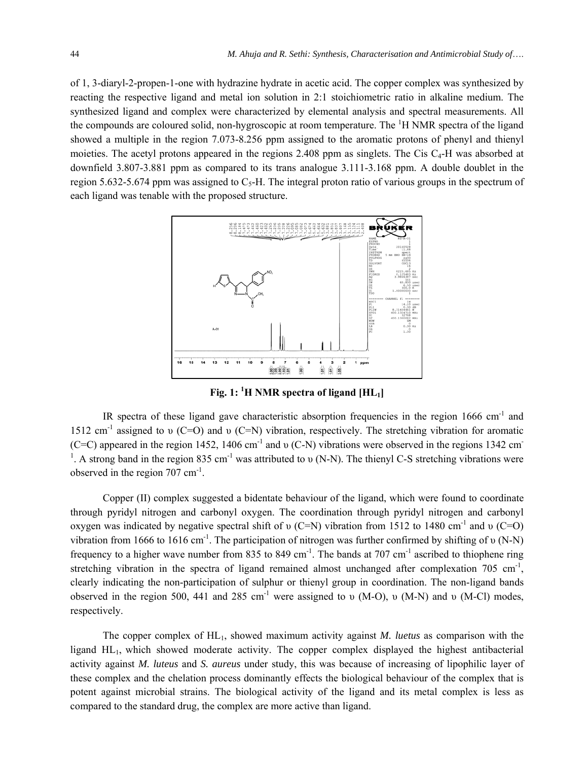of 1, 3-diaryl-2-propen-1-one with hydrazine hydrate in acetic acid. The copper complex was synthesized by reacting the respective ligand and metal ion solution in 2:1 stoichiometric ratio in alkaline medium. The synthesized ligand and complex were characterized by elemental analysis and spectral measurements. All the compounds are coloured solid, non-hygroscopic at room temperature. The $^1$H NMR spectra of the ligand showed a multiple in the region 7.073-8.256 ppm assigned to the aromatic protons of phenyl and thienyl moieties. The acetyl protons appeared in the regions 2.408 ppm as singlets. The Cis $C_4$-H was absorbed at downfield 3.807-3.881 ppm as compared to its trans analogue 3.111-3.168 ppm. A double doublet in the region 5.632-5.674 ppm was assigned to $C_5$-H. The integral proton ratio of various groups in the spectrum of each ligand was tenable with the proposed structure.

**Fig. 1: $^1$H NMR spectra of ligand [$HL_1$]**

IR spectra of these ligand gave characteristic absorption frequencies in the region 1666 cm$^{-1}$ and 1512 cm$^{-1}$ assigned to υ (C=O) and υ (C=N) vibration, respectively. The stretching vibration for aromatic (C=C) appeared in the region 1452, 1406 cm$^{-1}$ and υ (C-N) vibrations were observed in the regions 1342 cm$^{-1}$. A strong band in the region 835 cm$^{-1}$ was attributed to υ (N-N). The thienyl C-S stretching vibrations were observed in the region 707 cm$^{-1}$.

Copper (II) complex suggested a bidentate behaviour of the ligand, which were found to coordinate through pyridyl nitrogen and carbonyl oxygen. The coordination through pyridyl nitrogen and carbonyl oxygen was indicated by negative spectral shift of υ (C=N) vibration from 1512 to 1480 cm$^{-1}$ and υ (C=O) vibration from 1666 to 1616 cm$^{-1}$. The participation of nitrogen was further confirmed by shifting of υ (N-N) frequency to a higher wave number from 835 to 849 cm$^{-1}$. The bands at 707 cm$^{-1}$ ascribed to thiophene ring stretching vibration in the spectra of ligand remained almost unchanged after complexation 705 cm$^{-1}$, clearly indicating the non-participation of sulphur or thienyl group in coordination. The non-ligand bands observed in the region 500, 441 and 285 cm$^{-1}$ were assigned to υ (M-O), υ (M-N) and υ (M-Cl) modes, respectively.

The copper complex of $HL_1$, showed maximum activity against *M. luetus* as comparison with the ligand $HL_1$, which showed moderate activity. The copper complex displayed the highest antibacterial activity against *M. luteus* and *S. aureus* under study, this was because of increasing of lipophilic layer of these complex and the chelation process dominantly effects the biological behaviour of the complex that is potent against microbial strains. The biological activity of the ligand and its metal complex is less as compared to the standard drug, the complex are more active than ligand.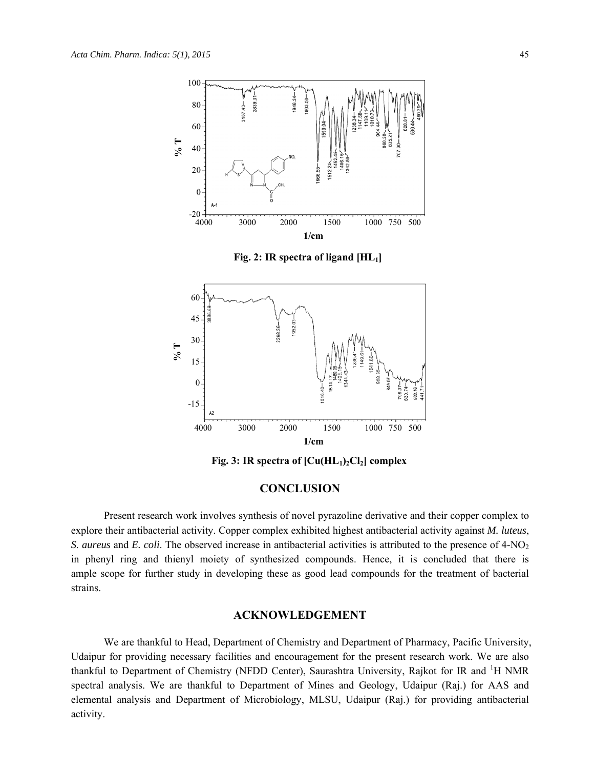Fig. 2: IR spectra of ligand $[HL_1]$

Fig. 3: IR spectra of $[Cu(HL_1)_2Cl_2]$ complex

## CONCLUSION

Present research work involves synthesis of novel pyrazoline derivative and their copper complex to explore their antibacterial activity. Copper complex exhibited highest antibacterial activity against *M. luteus*, *S. aureus* and *E. coli*. The observed increase in antibacterial activities is attributed to the presence of 4-$NO_2$ in phenyl ring and thienyl moiety of synthesized compounds. Hence, it is concluded that there is ample scope for further study in developing these as good lead compounds for the treatment of bacterial strains.

## ACKNOWLEDGEMENT

We are thankful to Head, Department of Chemistry and Department of Pharmacy, Pacific University, Udaipur for providing necessary facilities and encouragement for the present research work. We are also thankful to Department of Chemistry (NFDD Center), Saurashtra University, Rajkot for IR and $^1H$ NMR spectral analysis. We are thankful to Department of Mines and Geology, Udaipur (Raj.) for AAS and elemental analysis and Department of Microbiology, MLSU, Udaipur (Raj.) for providing antibacterial activity.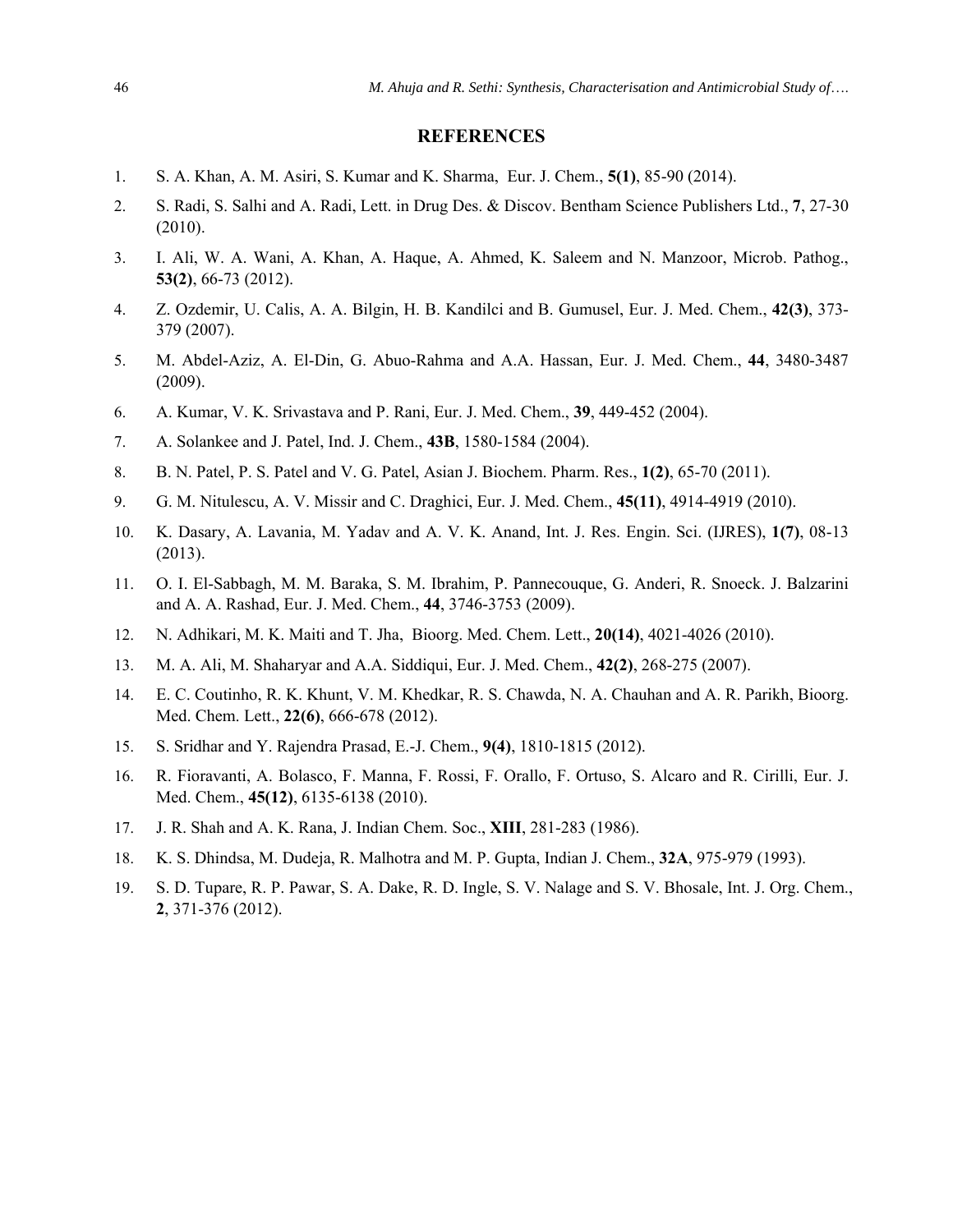## REFERENCES

1. S. A. Khan, A. M. Asiri, S. Kumar and K. Sharma, Eur. J. Chem., **5(1)**, 85-90 (2014).
2. S. Radi, S. Salhi and A. Radi, Lett. in Drug Des. & Discov. Bentham Science Publishers Ltd., **7**, 27-30 (2010).
3. I. Ali, W. A. Wani, A. Khan, A. Haque, A. Ahmed, K. Saleem and N. Manzoor, Microb. Pathog., **53(2)**, 66-73 (2012).
4. Z. Ozdemir, U. Calis, A. A. Bilgin, H. B. Kandilci and B. Gumusel, Eur. J. Med. Chem., **42(3)**, 373-379 (2007).
5. M. Abdel-Aziz, A. El-Din, G. Abuo-Rahma and A.A. Hassan, Eur. J. Med. Chem., **44**, 3480-3487 (2009).
6. A. Kumar, V. K. Srivastava and P. Rani, Eur. J. Med. Chem., **39**, 449-452 (2004).
7. A. Solankee and J. Patel, Ind. J. Chem., **43B**, 1580-1584 (2004).
8. B. N. Patel, P. S. Patel and V. G. Patel, Asian J. Biochem. Pharm. Res., **1(2)**, 65-70 (2011).
9. G. M. Nitulescu, A. V. Missir and C. Draghici, Eur. J. Med. Chem., **45(11)**, 4914-4919 (2010).
10. K. Dasary, A. Lavania, M. Yadav and A. V. K. Anand, Int. J. Res. Engin. Sci. (IJRES), **1(7)**, 08-13 (2013).
11. O. I. El-Sabbagh, M. M. Baraka, S. M. Ibrahim, P. Pannecouque, G. Anderi, R. Snoeck. J. Balzarini and A. A. Rashad, Eur. J. Med. Chem., **44**, 3746-3753 (2009).
12. N. Adhikari, M. K. Maiti and T. Jha, Bioorg. Med. Chem. Lett., **20(14)**, 4021-4026 (2010).
13. M. A. Ali, M. Shaharyar and A.A. Siddiqui, Eur. J. Med. Chem., **42(2)**, 268-275 (2007).
14. E. C. Coutinho, R. K. Khunt, V. M. Khedkar, R. S. Chawda, N. A. Chauhan and A. R. Parikh, Bioorg. Med. Chem. Lett., **22(6)**, 666-678 (2012).
15. S. Sridhar and Y. Rajendra Prasad, E.-J. Chem., **9(4)**, 1810-1815 (2012).
16. R. Fioravanti, A. Bolasco, F. Manna, F. Rossi, F. Orallo, F. Ortuso, S. Alcaro and R. Cirilli, Eur. J. Med. Chem., **45(12)**, 6135-6138 (2010).
17. J. R. Shah and A. K. Rana, J. Indian Chem. Soc., **XIII**, 281-283 (1986).
18. K. S. Dhindsa, M. Dudeja, R. Malhotra and M. P. Gupta, Indian J. Chem., **32A**, 975-979 (1993).
19. S. D. Tupare, R. P. Pawar, S. A. Dake, R. D. Ingle, S. V. Nalage and S. V. Bhosale, Int. J. Org. Chem., **2**, 371-376 (2012).